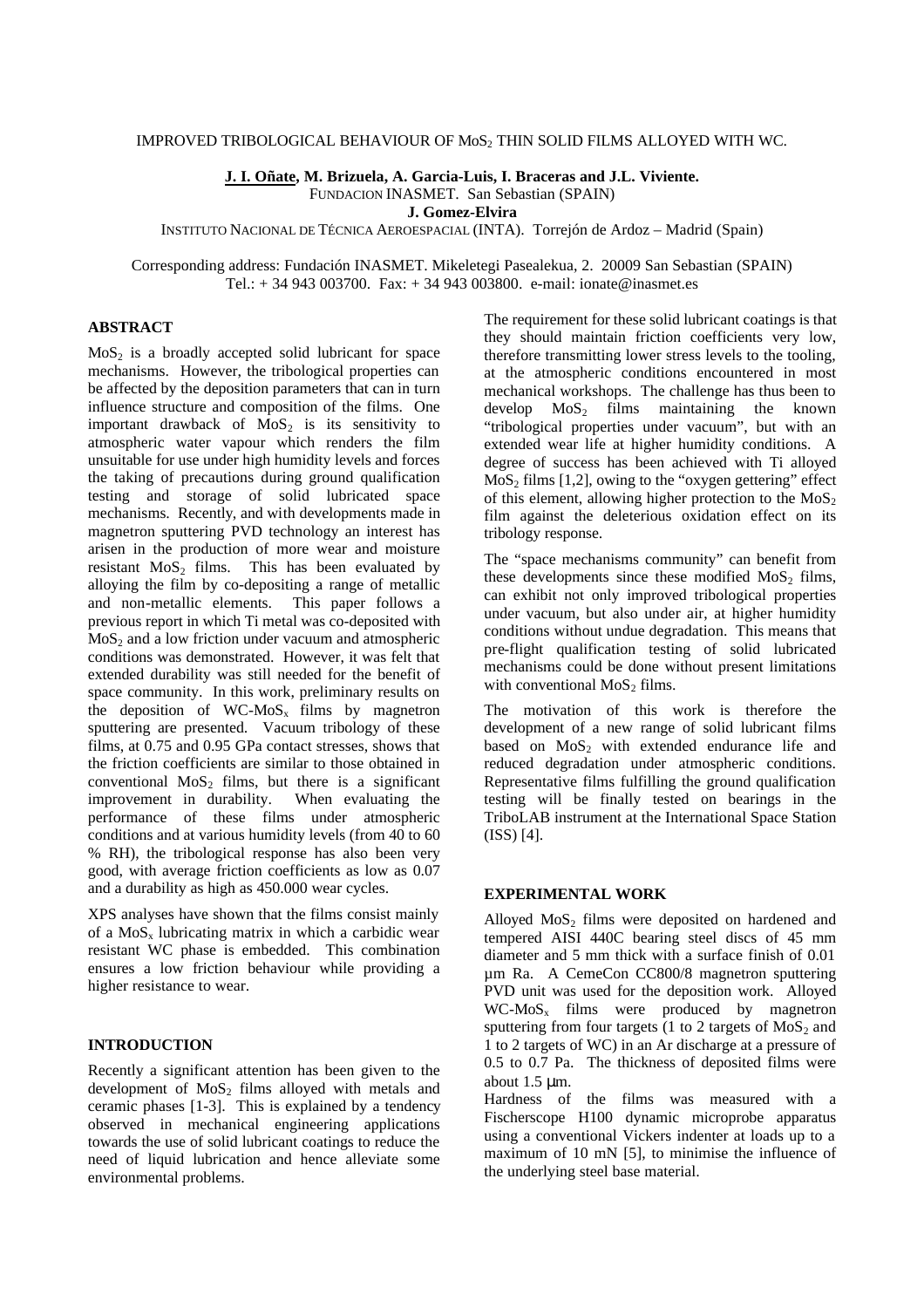# IMPROVED TRIBOLOGICAL BEHAVIOUR OF $MoS_2$ THIN SOLID FILMS ALLOYED WITH WC.

**J. I. Oñate, M. Brizuela, A. Garcia-Luis, I. Braceras and J.L. Viviente.**
FUNDACION INASMET. San Sebastian (SPAIN)
**J. Gomez-Elvira**
INSTITUTO NACIONAL DE TÉCNICA AEROESPACIAL (INTA). Torrejón de Ardoz – Madrid (Spain)

Corresponding address: Fundación INASMET. Mikeletegi Pasealekua, 2. 20009 San Sebastian (SPAIN)
Tel.: + 34 943 003700. Fax: + 34 943 003800. e-mail: ionate@inasmet.es

## ABSTRACT

$MoS_2$ is a broadly accepted solid lubricant for space mechanisms. However, the tribological properties can be affected by the deposition parameters that can in turn influence structure and composition of the films. One important drawback of $MoS_2$ is its sensitivity to atmospheric water vapour which renders the film unsuitable for use under high humidity levels and forces the taking of precautions during ground qualification testing and storage of solid lubricated space mechanisms. Recently, and with developments made in magnetron sputtering PVD technology an interest has arisen in the production of more wear and moisture resistant $MoS_2$ films. This has been evaluated by alloying the film by co-depositing a range of metallic and non-metallic elements. This paper follows a previous report in which Ti metal was co-deposited with $MoS_2$ and a low friction under vacuum and atmospheric conditions was demonstrated. However, it was felt that extended durability was still needed for the benefit of space community. In this work, preliminary results on the deposition of WC-$MoS_x$ films by magnetron sputtering are presented. Vacuum tribology of these films, at 0.75 and 0.95 GPa contact stresses, shows that the friction coefficients are similar to those obtained in conventional $MoS_2$ films, but there is a significant improvement in durability. When evaluating the performance of these films under atmospheric conditions and at various humidity levels (from 40 to 60 % RH), the tribological response has also been very good, with average friction coefficients as low as 0.07 and a durability as high as 450.000 wear cycles.

XPS analyses have shown that the films consist mainly of a $MoS_x$ lubricating matrix in which a carbidic wear resistant WC phase is embedded. This combination ensures a low friction behaviour while providing a higher resistance to wear.

## INTRODUCTION

Recently a significant attention has been given to the development of $MoS_2$ films alloyed with metals and ceramic phases [1-3]. This is explained by a tendency observed in mechanical engineering applications towards the use of solid lubricant coatings to reduce the need of liquid lubrication and hence alleviate some environmental problems.

The requirement for these solid lubricant coatings is that they should maintain friction coefficients very low, therefore transmitting lower stress levels to the tooling, at the atmospheric conditions encountered in most mechanical workshops. The challenge has thus been to develop $MoS_2$ films maintaining the known "tribological properties under vacuum", but with an extended wear life at higher humidity conditions. A degree of success has been achieved with Ti alloyed $MoS_2$ films [1,2], owing to the "oxygen gettering" effect of this element, allowing higher protection to the $MoS_2$ film against the deleterious oxidation effect on its tribology response.

The "space mechanisms community" can benefit from these developments since these modified $MoS_2$ films, can exhibit not only improved tribological properties under vacuum, but also under air, at higher humidity conditions without undue degradation. This means that pre-flight qualification testing of solid lubricated mechanisms could be done without present limitations with conventional $MoS_2$ films.

The motivation of this work is therefore the development of a new range of solid lubricant films based on $MoS_2$ with extended endurance life and reduced degradation under atmospheric conditions. Representative films fulfilling the ground qualification testing will be finally tested on bearings in the TriboLAB instrument at the International Space Station (ISS) [4].

## EXPERIMENTAL WORK

Alloyed $MoS_2$ films were deposited on hardened and tempered AISI 440C bearing steel discs of 45 mm diameter and 5 mm thick with a surface finish of 0.01 µm Ra. A CemeCon CC800/8 magnetron sputtering PVD unit was used for the deposition work. Alloyed WC-$MoS_x$ films were produced by magnetron sputtering from four targets (1 to 2 targets of $MoS_2$ and 1 to 2 targets of WC) in an Ar discharge at a pressure of 0.5 to 0.7 Pa. The thickness of deposited films were about 1.5 µm.

Hardness of the films was measured with a Fischerscope H100 dynamic microprobe apparatus using a conventional Vickers indenter at loads up to a maximum of 10 mN [5], to minimise the influence of the underlying steel base material.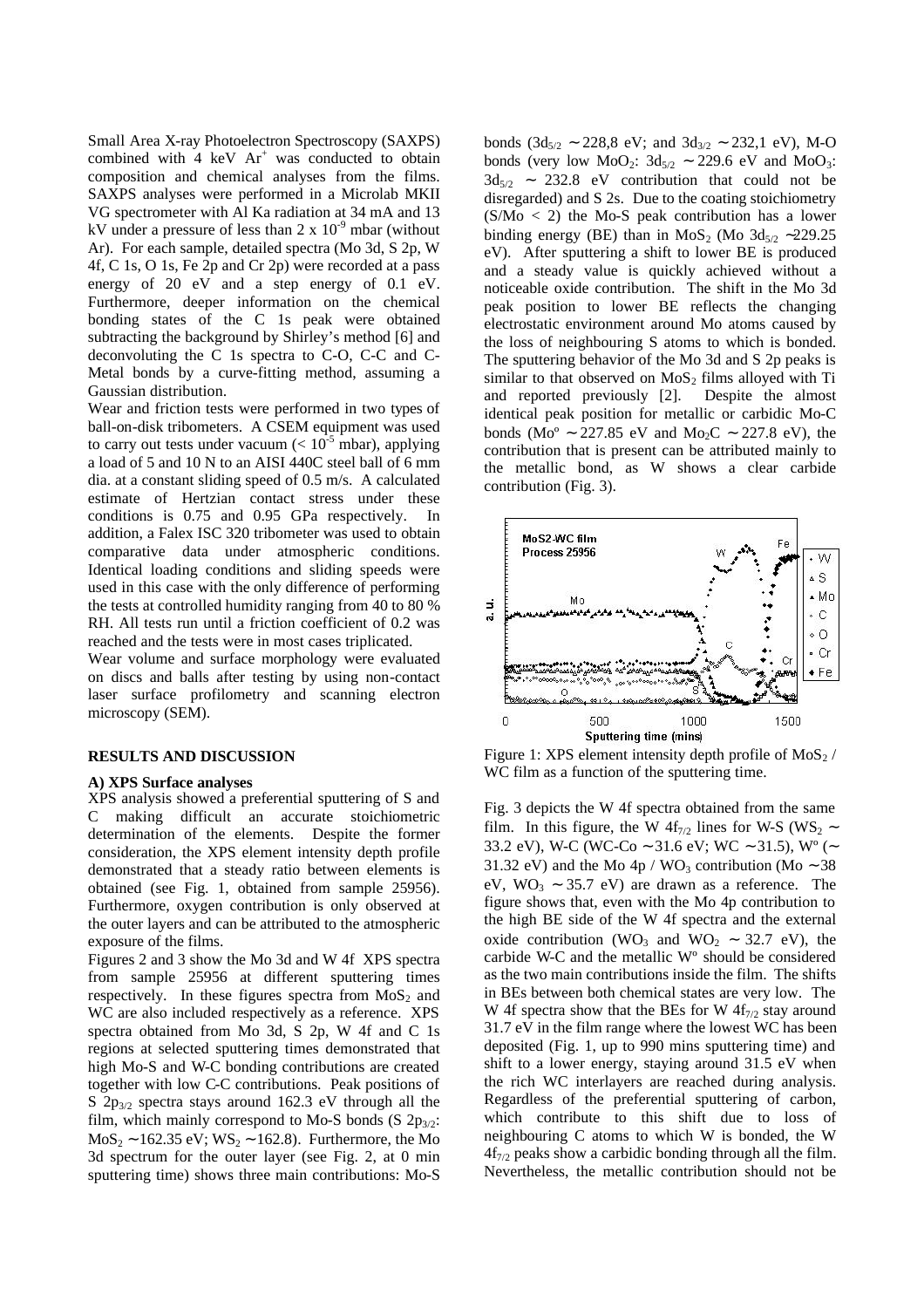Small Area X-ray Photoelectron Spectroscopy (SAXPS) combined with 4 keV $Ar^+$ was conducted to obtain composition and chemical analyses from the films. SAXPS analyses were performed in a Microlab MKII VG spectrometer with Al Ka radiation at 34 mA and 13 kV under a pressure of less than $2 \times 10^{-9}$ mbar (without Ar). For each sample, detailed spectra (Mo 3d, S 2p, W 4f, C 1s, O 1s, Fe 2p and Cr 2p) were recorded at a pass energy of 20 eV and a step energy of 0.1 eV. Furthermore, deeper information on the chemical bonding states of the C 1s peak were obtained subtracting the background by Shirley's method [6] and deconvoluting the C 1s spectra to C-O, C-C and C-Metal bonds by a curve-fitting method, assuming a Gaussian distribution.

Wear and friction tests were performed in two types of ball-on-disk tribometers. A CSEM equipment was used to carry out tests under vacuum ($< 10^{-5}$ mbar), applying a load of 5 and 10 N to an AISI 440C steel ball of 6 mm dia. at a constant sliding speed of 0.5 m/s. A calculated estimate of Hertzian contact stress under these conditions is 0.75 and 0.95 GPa respectively. In addition, a Falex ISC 320 tribometer was used to obtain comparative data under atmospheric conditions. Identical loading conditions and sliding speeds were used in this case with the only difference of performing the tests at controlled humidity ranging from 40 to 80 % RH. All tests run until a friction coefficient of 0.2 was reached and the tests were in most cases triplicated.

Wear volume and surface morphology were evaluated on discs and balls after testing by using non-contact laser surface profilometry and scanning electron microscopy (SEM).

## RESULTS AND DISCUSSION

### A) XPS Surface analyses

XPS analysis showed a preferential sputtering of S and C making difficult an accurate stoichiometric determination of the elements. Despite the former consideration, the XPS element intensity depth profile demonstrated that a steady ratio between elements is obtained (see Fig. 1, obtained from sample 25956). Furthermore, oxygen contribution is only observed at the outer layers and can be attributed to the atmospheric exposure of the films.

Figures 2 and 3 show the Mo 3d and W 4f XPS spectra from sample 25956 at different sputtering times respectively. In these figures spectra from $MoS_2$ and WC are also included respectively as a reference. XPS spectra obtained from Mo 3d, S 2p, W 4f and C 1s regions at selected sputtering times demonstrated that high Mo-S and W-C bonding contributions are created together with low C-C contributions. Peak positions of S $2p_{3/2}$ spectra stays around 162.3 eV through all the film, which mainly correspond to Mo-S bonds (S $2p_{3/2}$: $MoS_2$ ~162.35 eV; $WS_2$ ~162.8). Furthermore, the Mo 3d spectrum for the outer layer (see Fig. 2, at 0 min sputtering time) shows three main contributions: Mo-S bonds ($3d_{5/2}$ ~228,8 eV; and $3d_{3/2}$ ~232,1 eV), M-O bonds (very low $MoO_2$: $3d_{5/2}$ ~229.6 eV and $MoO_3$: $3d_{5/2}$ ~ 232.8 eV contribution that could not be disregarded) and S 2s. Due to the coating stoichiometry (S/Mo < 2) the Mo-S peak contribution has a lower binding energy (BE) than in $MoS_2$ (Mo $3d_{5/2}$ ~229.25 eV). After sputtering a shift to lower BE is produced and a steady value is quickly achieved without a noticeable oxide contribution. The shift in the Mo 3d peak position to lower BE reflects the changing electrostatic environment around Mo atoms caused by the loss of neighbouring S atoms to which is bonded. The sputtering behavior of the Mo 3d and S 2p peaks is similar to that observed on $MoS_2$ films alloyed with Ti and reported previously [2]. Despite the almost identical peak position for metallic or carbidic Mo-C bonds (Mo° ~227.85 eV and $Mo_2C$ ~227.8 eV), the contribution that is present can be attributed mainly to the metallic bond, as W shows a clear carbide contribution (Fig. 3).

Figure 1: XPS element intensity depth profile of $MoS_2$ / WC film as a function of the sputtering time.

Fig. 3 depicts the W 4f spectra obtained from the same film. In this figure, the W $4f_{7/2}$ lines for W-S ($WS_2$ ~ 33.2 eV), W-C (WC-Co ~31.6 eV; WC ~31.5), W° (~ 31.32 eV) and the Mo 4p / $WO_3$ contribution (Mo ~38 eV, $WO_3$ ~35.7 eV) are drawn as a reference. The figure shows that, even with the Mo 4p contribution to the high BE side of the W 4f spectra and the external oxide contribution ($WO_3$ and $WO_2$ ~ 32.7 eV), the carbide W-C and the metallic W° should be considered as the two main contributions inside the film. The shifts in BEs between both chemical states are very low. The W 4f spectra show that the BEs for W $4f_{7/2}$ stay around 31.7 eV in the film range where the lowest WC has been deposited (Fig. 1, up to 990 mins sputtering time) and shift to a lower energy, staying around 31.5 eV when the rich WC interlayers are reached during analysis. Regardless of the preferential sputtering of carbon, which contribute to this shift due to loss of neighbouring C atoms to which W is bonded, the W $4f_{7/2}$ peaks show a carbidic bonding through all the film. Nevertheless, the metallic contribution should not be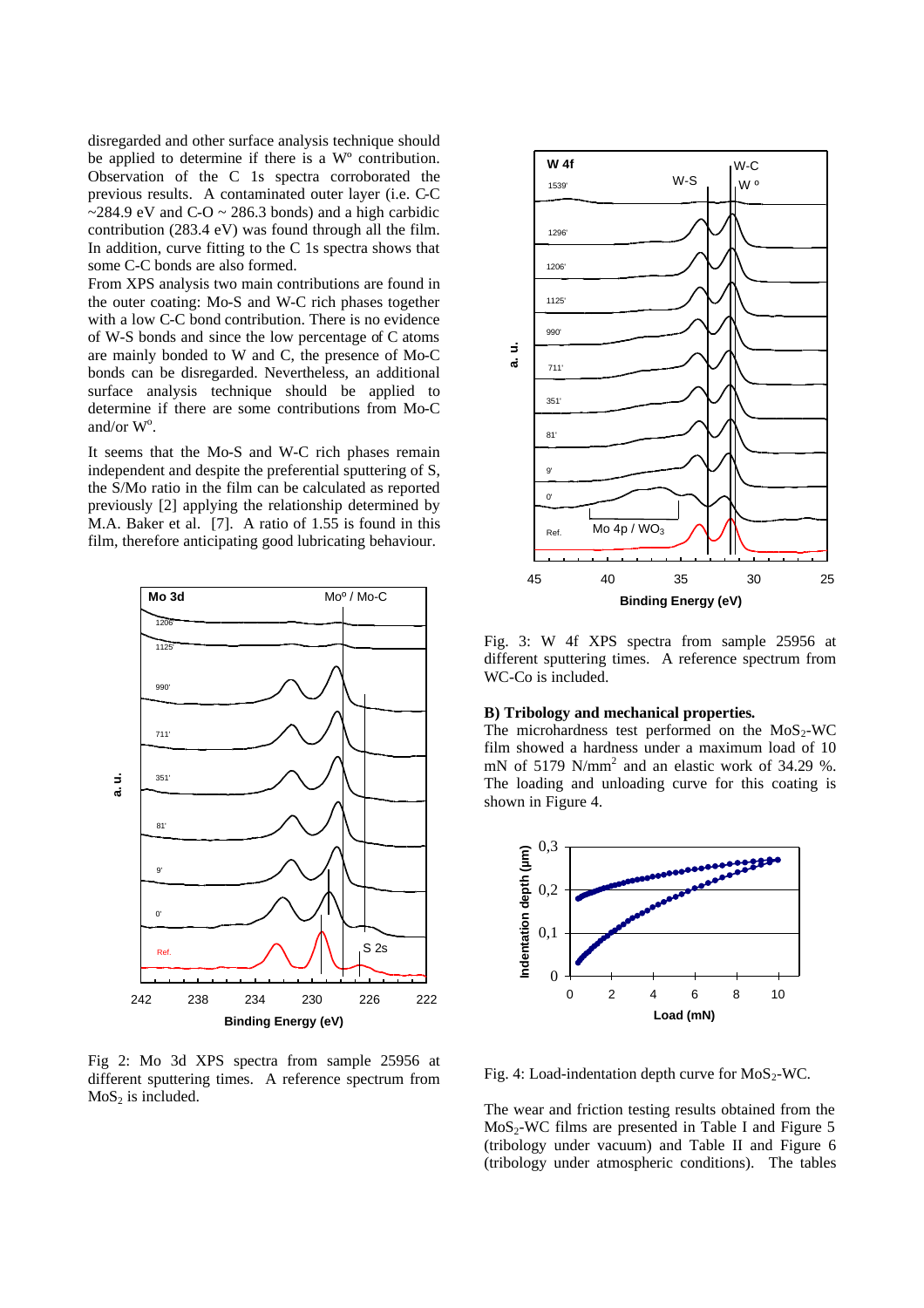disregarded and other surface analysis technique should be applied to determine if there is a W° contribution. Observation of the C 1s spectra corroborated the previous results. A contaminated outer layer (i.e. C-C ~284.9 eV and C-O ~ 286.3 bonds) and a high carbidic contribution (283.4 eV) was found through all the film. In addition, curve fitting to the C 1s spectra shows that some C-C bonds are also formed.

From XPS analysis two main contributions are found in the outer coating: Mo-S and W-C rich phases together with a low C-C bond contribution. There is no evidence of W-S bonds and since the low percentage of C atoms are mainly bonded to W and C, the presence of Mo-C bonds can be disregarded. Nevertheless, an additional surface analysis technique should be applied to determine if there are some contributions from Mo-C and/or W°.

It seems that the Mo-S and W-C rich phases remain independent and despite the preferential sputtering of S, the S/Mo ratio in the film can be calculated as reported previously [2] applying the relationship determined by M.A. Baker et al. [7]. A ratio of 1.55 is found in this film, therefore anticipating good lubricating behaviour.

Fig 2: Mo 3d XPS spectra from sample 25956 at different sputtering times. A reference spectrum from $MoS_2$ is included.

Fig. 3: W 4f XPS spectra from sample 25956 at different sputtering times. A reference spectrum from WC-Co is included.

**B) Tribology and mechanical properties.**

The microhardness test performed on the $MoS_2$-WC film showed a hardness under a maximum load of 10 mN of 5179 $N/mm^2$ and an elastic work of 34.29 %. The loading and unloading curve for this coating is shown in Figure 4.

Fig. 4: Load-indentation depth curve for $MoS_2$-WC.

The wear and friction testing results obtained from the $MoS_2$-WC films are presented in Table I and Figure 5 (tribology under vacuum) and Table II and Figure 6 (tribology under atmospheric conditions). The tables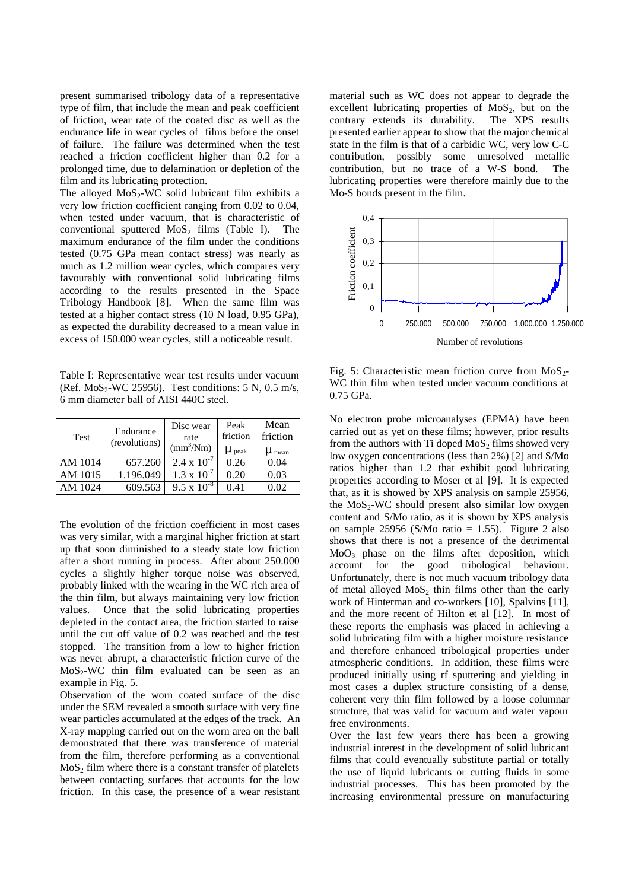present summarised tribology data of a representative type of film, that include the mean and peak coefficient of friction, wear rate of the coated disc as well as the endurance life in wear cycles of films before the onset of failure. The failure was determined when the test reached a friction coefficient higher than 0.2 for a prolonged time, due to delamination or depletion of the film and its lubricating protection.

The alloyed $MoS_2$-WC solid lubricant film exhibits a very low friction coefficient ranging from 0.02 to 0.04, when tested under vacuum, that is characteristic of conventional sputtered $MoS_2$ films (Table I). The maximum endurance of the film under the conditions tested (0.75 GPa mean contact stress) was nearly as much as 1.2 million wear cycles, which compares very favourably with conventional solid lubricating films according to the results presented in the Space Tribology Handbook [8]. When the same film was tested at a higher contact stress (10 N load, 0.95 GPa), as expected the durability decreased to a mean value in excess of 150.000 wear cycles, still a noticeable result.

Table I: Representative wear test results under vacuum (Ref. $MoS_2$-WC 25956). Test conditions: 5 N, 0.5 m/s, 6 mm diameter ball of AISI 440C steel.

| Test | Endurance (revolutions) | Disc wear rate ($mm^3$/Nm) | Peak friction $\mu_{peak}$ | Mean friction $\mu_{mean}$ |
|---|---|---|---|---|
| AM 1014 | 657.260 | $2.4 \times 10^{-7}$ | 0.26 | 0.04 |
| AM 1015 | 1.196.049 | $1.3 \times 10^{-7}$ | 0.20 | 0.03 |
| AM 1024 | 609.563 | $9.5 \times 10^{-8}$ | 0.41 | 0.02 |

The evolution of the friction coefficient in most cases was very similar, with a marginal higher friction at start up that soon diminished to a steady state low friction after a short running in process. After about 250.000 cycles a slightly higher torque noise was observed, probably linked with the wearing in the WC rich area of the thin film, but always maintaining very low friction values. Once that the solid lubricating properties depleted in the contact area, the friction started to raise until the cut off value of 0.2 was reached and the test stopped. The transition from a low to higher friction was never abrupt, a characteristic friction curve of the $MoS_2$-WC thin film evaluated can be seen as an example in Fig. 5.

Observation of the worn coated surface of the disc under the SEM revealed a smooth surface with very fine wear particles accumulated at the edges of the track. An X-ray mapping carried out on the worn area on the ball demonstrated that there was transference of material from the film, therefore performing as a conventional $MoS_2$ film where there is a constant transfer of platelets between contacting surfaces that accounts for the low friction. In this case, the presence of a wear resistant material such as WC does not appear to degrade the excellent lubricating properties of $MoS_2$, but on the contrary extends its durability. The XPS results presented earlier appear to show that the major chemical state in the film is that of a carbidic WC, very low C-C contribution, possibly some unresolved metallic contribution, but no trace of a W-S bond. The lubricating properties were therefore mainly due to the Mo-S bonds present in the film.

Fig. 5: Characteristic mean friction curve from $MoS_2$-WC thin film when tested under vacuum conditions at 0.75 GPa.

No electron probe microanalyses (EPMA) have been carried out as yet on these films; however, prior results from the authors with Ti doped $MoS_2$ films showed very low oxygen concentrations (less than 2%) [2] and S/Mo ratios higher than 1.2 that exhibit good lubricating properties according to Moser et al [9]. It is expected that, as it is showed by XPS analysis on sample 25956, the $MoS_2$-WC should present also similar low oxygen content and S/Mo ratio, as it is shown by XPS analysis on sample 25956 (S/Mo ratio = 1.55). Figure 2 also shows that there is not a presence of the detrimental $MoO_3$ phase on the films after deposition, which account for the good tribological behaviour. Unfortunately, there is not much vacuum tribology data of metal alloyed $MoS_2$ thin films other than the early work of Hinterman and co-workers [10], Spalvins [11], and the more recent of Hilton et al [12]. In most of these reports the emphasis was placed in achieving a solid lubricating film with a higher moisture resistance and therefore enhanced tribological properties under atmospheric conditions. In addition, these films were produced initially using rf sputtering and yielding in most cases a duplex structure consisting of a dense, coherent very thin film followed by a loose columnar structure, that was valid for vacuum and water vapour free environments.

Over the last few years there has been a growing industrial interest in the development of solid lubricant films that could eventually substitute partial or totally the use of liquid lubricants or cutting fluids in some industrial processes. This has been promoted by the increasing environmental pressure on manufacturing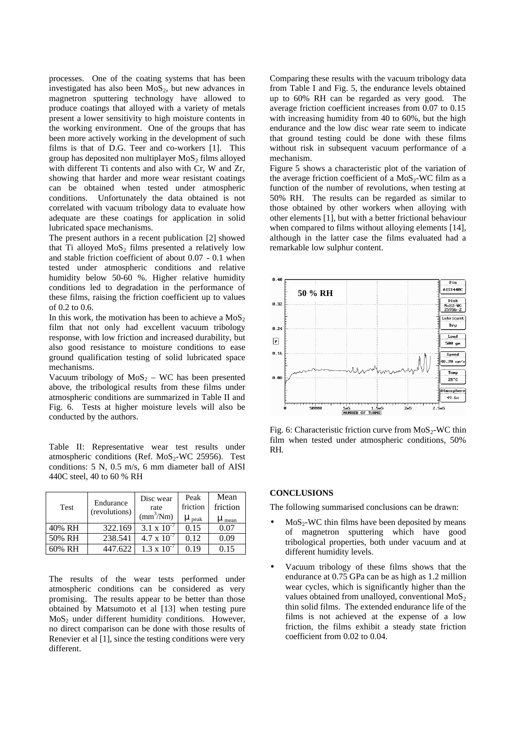processes. One of the coating systems that has been investigated has also been $MoS_2$, but new advances in magnetron sputtering technology have allowed to produce coatings that alloyed with a variety of metals present a lower sensitivity to high moisture contents in the working environment. One of the groups that has been more actively working in the development of such films is that of D.G. Teer and co-workers [1]. This group has deposited non multiplayer $MoS_2$ films alloyed with different Ti contents and also with Cr, W and Zr, showing that harder and more wear resistant coatings can be obtained when tested under atmospheric conditions. Unfortunately the data obtained is not correlated with vacuum tribology data to evaluate how adequate are these coatings for application in solid lubricated space mechanisms.

The present authors in a recent publication [2] showed that Ti alloyed $MoS_2$ films presented a relatively low and stable friction coefficient of about 0.07 - 0.1 when tested under atmospheric conditions and relative humidity below 50-60 %. Higher relative humidity conditions led to degradation in the performance of these films, raising the friction coefficient up to values of 0.2 to 0.6.

In this work, the motivation has been to achieve a $MoS_2$ film that not only had excellent vacuum tribology response, with low friction and increased durability, but also good resistance to moisture conditions to ease ground qualification testing of solid lubricated space mechanisms.

Vacuum tribology of $MoS_2$ – WC has been presented above, the tribological results from these films under atmospheric conditions are summarized in Table II and Fig. 6. Tests at higher moisture levels will also be conducted by the authors.

Table II: Representative wear test results under atmospheric conditions (Ref. $MoS_2$-WC 25956). Test conditions: 5 N, 0.5 m/s, 6 mm diameter ball of AISI 440C steel, 40 to 60 % RH

| Test | Endurance (revolutions) | Disc wear rate ($mm^3$/Nm) | Peak friction $\mu_{peak}$ | Mean friction $\mu_{mean}$ |
|---|---|---|---|---|
| 40% RH | 322.169 | $3.1 \times 10^{-7}$ | 0.15 | 0.07 |
| 50% RH | 238.541 | $4.7 \times 10^{-7}$ | 0.12 | 0.09 |
| 60% RH | 447.622 | $1.3 \times 10^{-7}$ | 0.19 | 0.15 |

The results of the wear tests performed under atmospheric conditions can be considered as very promising. The results appear to be better than those obtained by Matsumoto et al [13] when testing pure $MoS_2$ under different humidity conditions. However, no direct comparison can be done with those results of Renevier et al [1], since the testing conditions were very different.

Comparing these results with the vacuum tribology data from Table I and Fig. 5, the endurance levels obtained up to 60% RH can be regarded as very good. The average friction coefficient increases from 0.07 to 0.15 with increasing humidity from 40 to 60%, but the high endurance and the low disc wear rate seem to indicate that ground testing could be done with these films without risk in subsequent vacuum performance of a mechanism.

Figure 5 shows a characteristic plot of the variation of the average friction coefficient of a $MoS_2$-WC film as a function of the number of revolutions, when testing at 50% RH. The results can be regarded as similar to those obtained by other workers when alloying with other elements [1], but with a better frictional behaviour when compared to films without alloying elements [14], although in the latter case the films evaluated had a remarkable low sulphur content.

Fig. 6: Characteristic friction curve from $MoS_2$-WC thin film when tested under atmospheric conditions, 50% RH.

## CONCLUSIONS

The following summarised conclusions can be drawn:

- $MoS_2$-WC thin films have been deposited by means of magnetron sputtering which have good tribological properties, both under vacuum and at different humidity levels.
- Vacuum tribology of these films shows that the endurance at 0.75 GPa can be as high as 1.2 million wear cycles, which is significantly higher than the values obtained from unalloyed, conventional $MoS_2$ thin solid films. The extended endurance life of the films is not achieved at the expense of a low friction, the films exhibit a steady state friction coefficient from 0.02 to 0.04.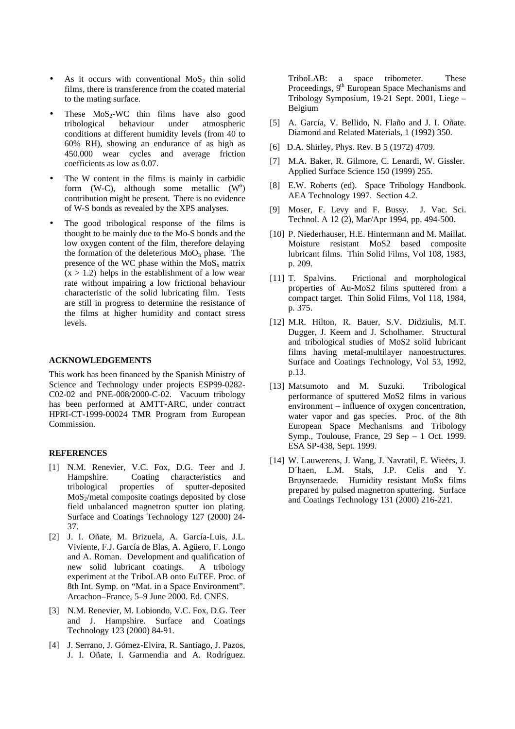- As it occurs with conventional $MoS_2$ thin solid films, there is transference from the coated material to the mating surface.
- These $MoS_2$-WC thin films have also good tribological behaviour under atmospheric conditions at different humidity levels (from 40 to 60% RH), showing an endurance of as high as 450.000 wear cycles and average friction coefficients as low as 0.07.
- The W content in the films is mainly in carbidic form (W-C), although some metallic ($W^o$) contribution might be present. There is no evidence of W-S bonds as revealed by the XPS analyses.
- The good tribological response of the films is thought to be mainly due to the Mo-S bonds and the low oxygen content of the film, therefore delaying the formation of the deleterious $MoO_3$ phase. The presence of the WC phase within the $MoS_x$ matrix $(x > 1.2)$ helps in the establishment of a low wear rate without impairing a low frictional behaviour characteristic of the solid lubricating film. Tests are still in progress to determine the resistance of the films at higher humidity and contact stress levels.

## ACKNOWLEDGEMENTS

This work has been financed by the Spanish Ministry of Science and Technology under projects ESP99-0282-C02-02 and PNE-008/2000-C-02. Vacuum tribology has been performed at AMTT-ARC, under contract HPRI-CT-1999-00024 TMR Program from European Commission.

## REFERENCES

[1] N.M. Renevier, V.C. Fox, D.G. Teer and J. Hampshire. Coating characteristics and tribological properties of sputter-deposited $MoS_2$/metal composite coatings deposited by close field unbalanced magnetron sputter ion plating. Surface and Coatings Technology 127 (2000) 24-37.

[2] J. I. Oñate, M. Brizuela, A. García-Luis, J.L. Viviente, F.J. García de Blas, A. Agüero, F. Longo and A. Roman. Development and qualification of new solid lubricant coatings. A tribology experiment at the TriboLAB onto EuTEF. Proc. of 8th Int. Symp. on "Mat. in a Space Environment". Arcachon–France, 5–9 June 2000. Ed. CNES.

[3] N.M. Renevier, M. Lobiondo, V.C. Fox, D.G. Teer and J. Hampshire. Surface and Coatings Technology 123 (2000) 84-91.

[4] J. Serrano, J. Gómez-Elvira, R. Santiago, J. Pazos, J. I. Oñate, I. Garmendia and A. Rodríguez. TriboLAB: a space tribometer. These Proceedings, 9th European Space Mechanisms and Tribology Symposium, 19-21 Sept. 2001, Liege – Belgium

[5] A. García, V. Bellido, N. Flaño and J. I. Oñate. Diamond and Related Materials, 1 (1992) 350.

[6] D.A. Shirley, Phys. Rev. B 5 (1972) 4709.

[7] M.A. Baker, R. Gilmore, C. Lenardi, W. Gissler. Applied Surface Science 150 (1999) 255.

[8] E.W. Roberts (ed). Space Tribology Handbook. AEA Technology 1997. Section 4.2.

[9] Moser, F. Levy and F. Bussy. J. Vac. Sci. Technol. A 12 (2), Mar/Apr 1994, pp. 494-500.

[10] P. Niederhauser, H.E. Hintermann and M. Maillat. Moisture resistant MoS2 based composite lubricant films. Thin Solid Films, Vol 108, 1983, p. 209.

[11] T. Spalvins. Frictional and morphological properties of Au-MoS2 films sputtered from a compact target. Thin Solid Films, Vol 118, 1984, p. 375.

[12] M.R. Hilton, R. Bauer, S.V. Didziulis, M.T. Dugger, J. Keem and J. Scholhamer. Structural and tribological studies of MoS2 solid lubricant films having metal-multilayer nanoestructures. Surface and Coatings Technology, Vol 53, 1992, p.13.

[13] Matsumoto and M. Suzuki. Tribological performance of sputtered MoS2 films in various environment – influence of oxygen concentration, water vapor and gas species. Proc. of the 8th European Space Mechanisms and Tribology Symp., Toulouse, France, 29 Sep – 1 Oct. 1999. ESA SP-438, Sept. 1999.

[14] W. Lauwerens, J. Wang, J. Navratil, E. Wieërs, J. D´haen, L.M. Stals, J.P. Celis and Y. Bruynseraede. Humidity resistant MoSx films prepared by pulsed magnetron sputtering. Surface and Coatings Technology 131 (2000) 216-221.